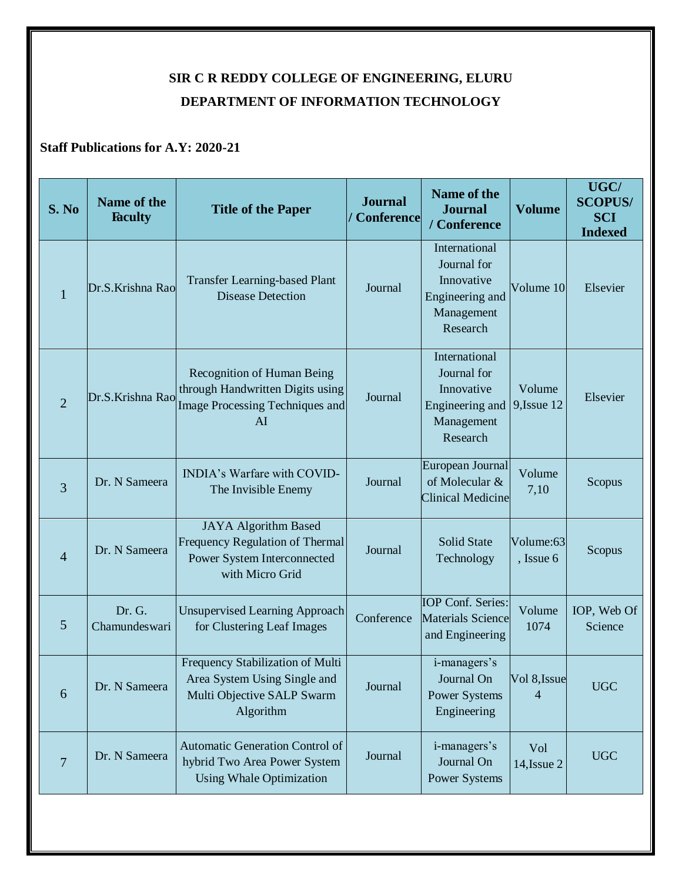# SIR C R REDDY COLLEGE OF ENGINEERING, ELURU

## DEPARTMENT OF INFORMATION TECHNOLOGY

**Staff Publications for A.Y: 2020-21**

| S. No | Name of the Faculty | Title of the Paper | Journal / Conference | Name of the Journal / Conference | Volume | UGC/ SCOPUS/ SCI Indexed |
|---|---|---|---|---|---|---|
| 1 | Dr.S.Krishna Rao | Transfer Learning-based Plant Disease Detection | Journal | International Journal for Innovative Engineering and Management Research | Volume 10 | Elsevier |
| 2 | Dr.S.Krishna Rao | Recognition of Human Being through Handwritten Digits using Image Processing Techniques and AI | Journal | International Journal for Innovative Engineering and Management Research | Volume 9,Issue 12 | Elsevier |
| 3 | Dr. N Sameera | INDIA's Warfare with COVID- The Invisible Enemy | Journal | European Journal of Molecular & Clinical Medicine | Volume 7,10 | Scopus |
| 4 | Dr. N Sameera | JAYA Algorithm Based Frequency Regulation of Thermal Power System Interconnected with Micro Grid | Journal | Solid State Technology | Volume:63 , Issue 6 | Scopus |
| 5 | Dr. G. Chamundeswari | Unsupervised Learning Approach for Clustering Leaf Images | Conference | IOP Conf. Series: Materials Science and Engineering | Volume 1074 | IOP, Web Of Science |
| 6 | Dr. N Sameera | Frequency Stabilization of Multi Area System Using Single and Multi Objective SALP Swarm Algorithm | Journal | i-managers's Journal On Power Systems Engineering | Vol 8,Issue 4 | UGC |
| 7 | Dr. N Sameera | Automatic Generation Control of hybrid Two Area Power System Using Whale Optimization | Journal | i-managers's Journal On Power Systems | Vol 14,Issue 2 | UGC |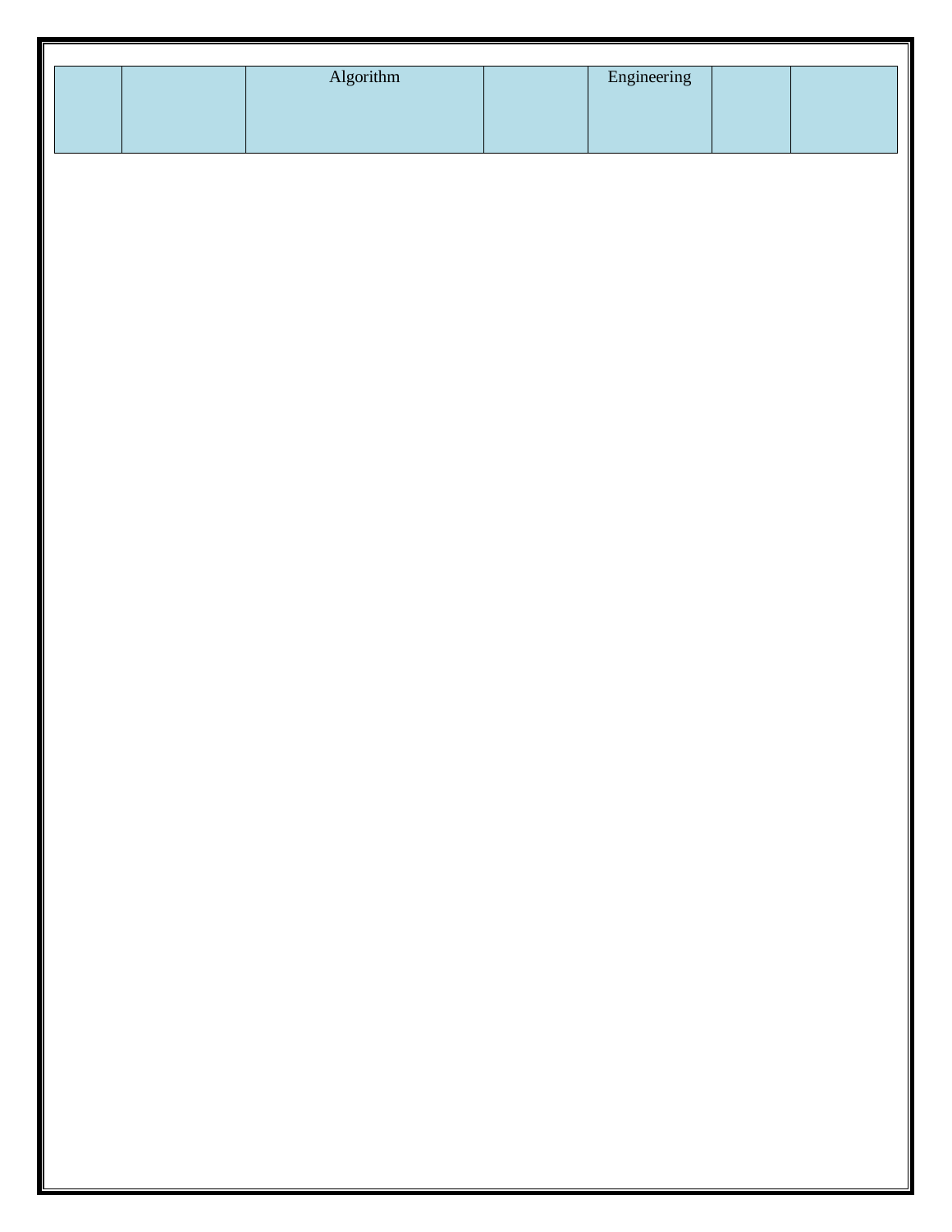| | | | | | | |
|---|---|---|---|---|---|---|
| | | Algorithm | | Engineering | | |